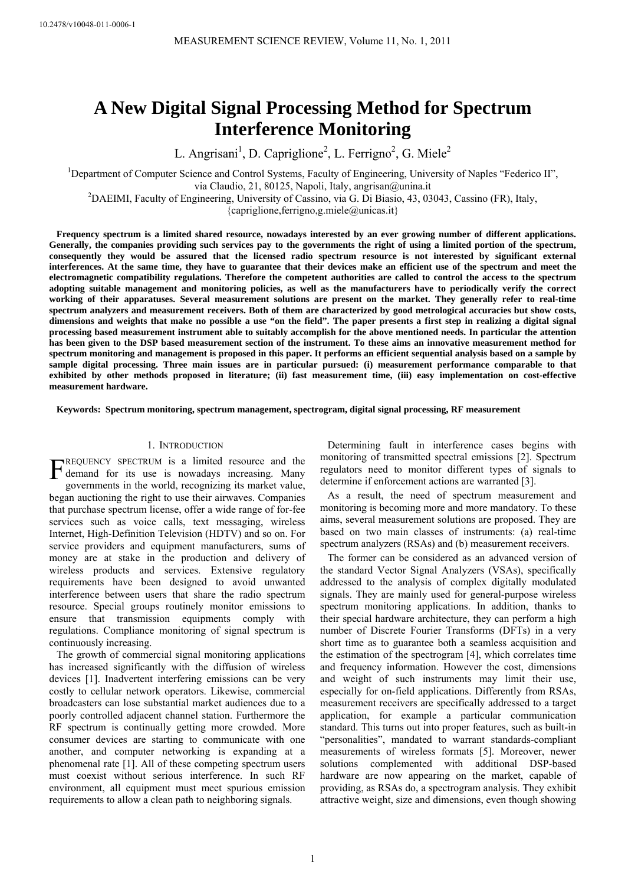10.2478/v10048-011-0006-1

# A New Digital Signal Processing Method for Spectrum Interference Monitoring

L. Angrisani[1], D. Capriglione[2], L. Ferrigno[2], G. Miele[2]

[1]Department of Computer Science and Control Systems, Faculty of Engineering, University of Naples "Federico II", via Claudio, 21, 80125, Napoli, Italy, angrisan@unina.it

[2]DAEIMI, Faculty of Engineering, University of Cassino, via G. Di Biasio, 43, 03043, Cassino (FR), Italy, {capriglione,ferrigno,g.miele@unicas.it}

**Frequency spectrum is a limited shared resource, nowadays interested by an ever growing number of different applications. Generally, the companies providing such services pay to the governments the right of using a limited portion of the spectrum, consequently they would be assured that the licensed radio spectrum resource is not interested by significant external interferences. At the same time, they have to guarantee that their devices make an efficient use of the spectrum and meet the electromagnetic compatibility regulations. Therefore the competent authorities are called to control the access to the spectrum adopting suitable management and monitoring policies, as well as the manufacturers have to periodically verify the correct working of their apparatuses. Several measurement solutions are present on the market. They generally refer to real-time spectrum analyzers and measurement receivers. Both of them are characterized by good metrological accuracies but show costs, dimensions and weights that make no possible a use "on the field". The paper presents a first step in realizing a digital signal processing based measurement instrument able to suitably accomplish for the above mentioned needs. In particular the attention has been given to the DSP based measurement section of the instrument. To these aims an innovative measurement method for spectrum monitoring and management is proposed in this paper. It performs an efficient sequential analysis based on a sample by sample digital processing. Three main issues are in particular pursued: (i) measurement performance comparable to that exhibited by other methods proposed in literature; (ii) fast measurement time, (iii) easy implementation on cost-effective measurement hardware.**

**Keywords: Spectrum monitoring, spectrum management, spectrogram, digital signal processing, RF measurement**

## 1. Introduction

Frequency spectrum is a limited resource and the demand for its use is nowadays increasing. Many governments in the world, recognizing its market value, began auctioning the right to use their airwaves. Companies that purchase spectrum license, offer a wide range of for-fee services such as voice calls, text messaging, wireless Internet, High-Definition Television (HDTV) and so on. For service providers and equipment manufacturers, sums of money are at stake in the production and delivery of wireless products and services. Extensive regulatory requirements have been designed to avoid unwanted interference between users that share the radio spectrum resource. Special groups routinely monitor emissions to ensure that transmission equipments comply with regulations. Compliance monitoring of signal spectrum is continuously increasing.

The growth of commercial signal monitoring applications has increased significantly with the diffusion of wireless devices [1]. Inadvertent interfering emissions can be very costly to cellular network operators. Likewise, commercial broadcasters can lose substantial market audiences due to a poorly controlled adjacent channel station. Furthermore the RF spectrum is continually getting more crowded. More consumer devices are starting to communicate with one another, and computer networking is expanding at a phenomenal rate [1]. All of these competing spectrum users must coexist without serious interference. In such RF environment, all equipment must meet spurious emission requirements to allow a clean path to neighboring signals.

Determining fault in interference cases begins with monitoring of transmitted spectral emissions [2]. Spectrum regulators need to monitor different types of signals to determine if enforcement actions are warranted [3].

As a result, the need of spectrum measurement and monitoring is becoming more and more mandatory. To these aims, several measurement solutions are proposed. They are based on two main classes of instruments: (a) real-time spectrum analyzers (RSAs) and (b) measurement receivers.

The former can be considered as an advanced version of the standard Vector Signal Analyzers (VSAs), specifically addressed to the analysis of complex digitally modulated signals. They are mainly used for general-purpose wireless spectrum monitoring applications. In addition, thanks to their special hardware architecture, they can perform a high number of Discrete Fourier Transforms (DFTs) in a very short time as to guarantee both a seamless acquisition and the estimation of the spectrogram [4], which correlates time and frequency information. However the cost, dimensions and weight of such instruments may limit their use, especially for on-field applications. Differently from RSAs, measurement receivers are specifically addressed to a target application, for example a particular communication standard. This turns out into proper features, such as built-in "personalities", mandated to warrant standards-compliant measurements of wireless formats [5]. Moreover, newer solutions complemented with additional DSP-based hardware are now appearing on the market, capable of providing, as RSAs do, a spectrogram analysis. They exhibit attractive weight, size and dimensions, even though showing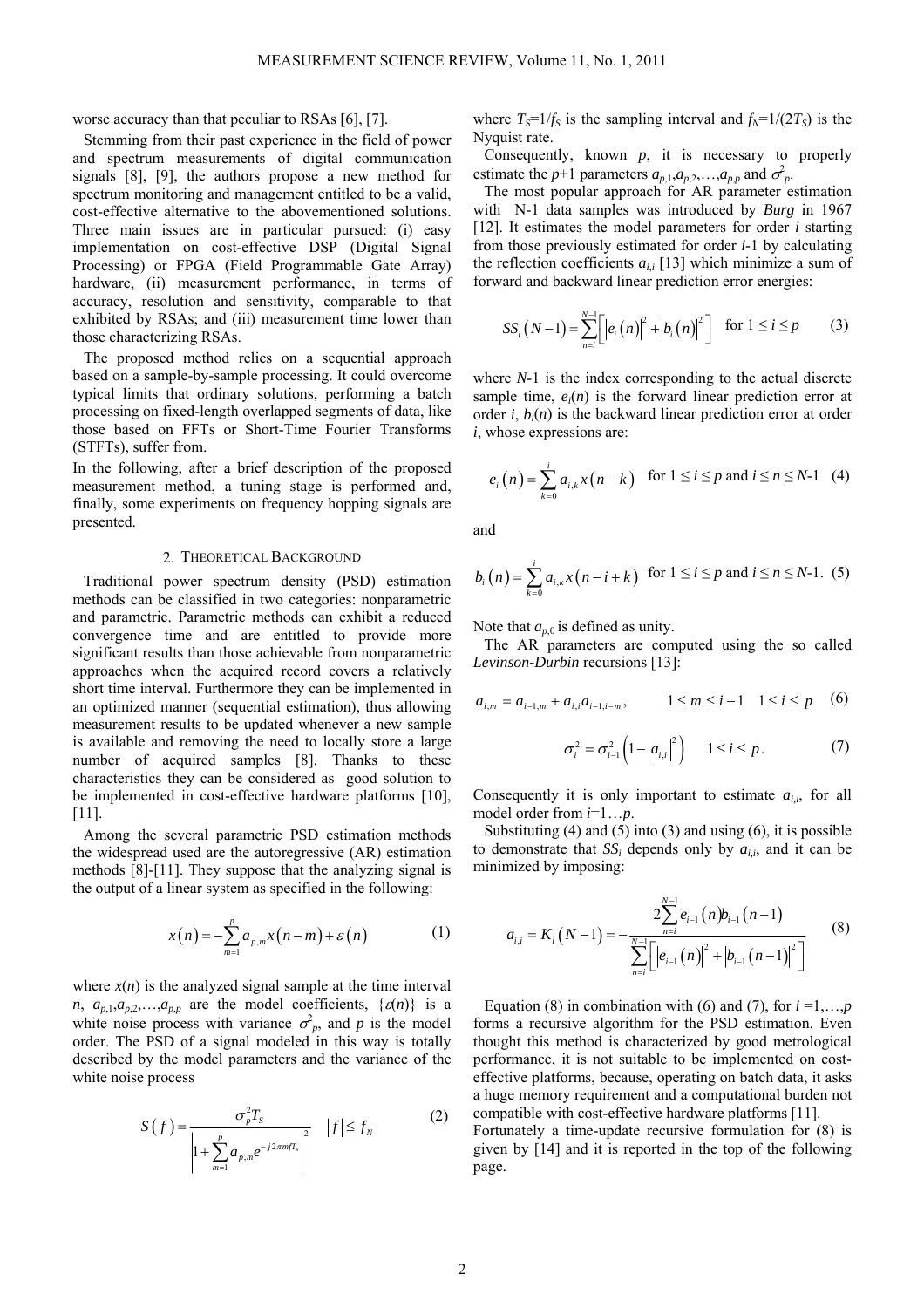worse accuracy than that peculiar to RSAs [6], [7].

Stemming from their past experience in the field of power and spectrum measurements of digital communication signals [8], [9], the authors propose a new method for spectrum monitoring and management entitled to be a valid, cost-effective alternative to the abovementioned solutions. Three main issues are in particular pursued: (i) easy implementation on cost-effective DSP (Digital Signal Processing) or FPGA (Field Programmable Gate Array) hardware, (ii) measurement performance, in terms of accuracy, resolution and sensitivity, comparable to that exhibited by RSAs; and (iii) measurement time lower than those characterizing RSAs.

The proposed method relies on a sequential approach based on a sample-by-sample processing. It could overcome typical limits that ordinary solutions, performing a batch processing on fixed-length overlapped segments of data, like those based on FFTs or Short-Time Fourier Transforms (STFTs), suffer from.

In the following, after a brief description of the proposed measurement method, a tuning stage is performed and, finally, some experiments on frequency hopping signals are presented.

## 2. Theoretical Background

Traditional power spectrum density (PSD) estimation methods can be classified in two categories: nonparametric and parametric. Parametric methods can exhibit a reduced convergence time and are entitled to provide more significant results than those achievable from nonparametric approaches when the acquired record covers a relatively short time interval. Furthermore they can be implemented in an optimized manner (sequential estimation), thus allowing measurement results to be updated whenever a new sample is available and removing the need to locally store a large number of acquired samples [8]. Thanks to these characteristics they can be considered as good solution to be implemented in cost-effective hardware platforms [10], [11].

Among the several parametric PSD estimation methods the widespread used are the autoregressive (AR) estimation methods [8]-[11]. They suppose that the analyzing signal is the output of a linear system as specified in the following:

$$x(n) = -\sum_{m=1}^{p} a_{p,m} x(n-m) + \varepsilon(n) \tag{1}$$

where $x(n)$ is the analyzed signal sample at the time interval $n$, $a_{p,1}, a_{p,2}, \ldots, a_{p,p}$ are the model coefficients, $\{\varepsilon(n)\}$ is a white noise process with variance $\sigma^2_p$, and $p$ is the model order. The PSD of a signal modeled in this way is totally described by the model parameters and the variance of the white noise process

$$S(f) = \frac{\sigma_p^2 T_S}{\left|1 + \sum_{m=1}^{p} a_{p,m} e^{-j2\pi m f T_s}\right|^2} \qquad |f| \le f_N \tag{2}$$

where $T_S = 1/f_S$ is the sampling interval and $f_N = 1/(2T_S)$ is the Nyquist rate.

Consequently, known $p$, it is necessary to properly estimate the $p$+1 parameters $a_{p,1}, a_{p,2}, \ldots, a_{p,p}$ and $\sigma^2_p$.

The most popular approach for AR parameter estimation with N-1 data samples was introduced by *Burg* in 1967 [12]. It estimates the model parameters for order $i$ starting from those previously estimated for order $i$-1 by calculating the reflection coefficients $a_{i,i}$ [13] which minimize a sum of forward and backward linear prediction error energies:

$$SS_i(N-1) = \sum_{n=i}^{N-1} \left[ |e_i(n)|^2 + |b_i(n)|^2 \right] \quad \text{for } 1 \le i \le p \tag{3}$$

where $N$-1 is the index corresponding to the actual discrete sample time, $e_i(n)$ is the forward linear prediction error at order $i$, $b_i(n)$ is the backward linear prediction error at order $i$, whose expressions are:

$$e_i(n) = \sum_{k=0}^{i} a_{i,k} x(n-k) \quad \text{for } 1 \le i \le p \text{ and } i \le n \le N\text{-}1 \tag{4}$$

and

$$b_i(n) = \sum_{k=0}^{i} a_{i,k} x(n-i+k) \quad \text{for } 1 \le i \le p \text{ and } i \le n \le N\text{-}1. \tag{5}$$

Note that $a_{p,0}$ is defined as unity.

The AR parameters are computed using the so called *Levinson-Durbin* recursions [13]:

$$a_{i,m} = a_{i-1,m} + a_{i,i} a_{i-1,i-m}, \qquad 1 \le m \le i-1 \quad 1 \le i \le p \tag{6}$$

$$\sigma_i^2 = \sigma_{i-1}^2 \left(1 - |a_{i,i}|^2\right) \qquad 1 \le i \le p. \tag{7}$$

Consequently it is only important to estimate $a_{i,i}$, for all model order from $i$=1…$p$.

Substituting (4) and (5) into (3) and using (6), it is possible to demonstrate that $SS_i$ depends only by $a_{i,i}$, and it can be minimized by imposing:

$$a_{i,i} = K_i(N-1) = -\frac{2\sum_{n=i}^{N-1} e_{i-1}(n) b_{i-1}(n-1)}{\sum_{n=i}^{N-1} \left[ |e_{i-1}(n)|^2 + |b_{i-1}(n-1)|^2 \right]} \tag{8}$$

Equation (8) in combination with (6) and (7), for $i$ =1,…,$p$ forms a recursive algorithm for the PSD estimation. Even thought this method is characterized by good metrological performance, it is not suitable to be implemented on cost-effective platforms, because, operating on batch data, it asks a huge memory requirement and a computational burden not compatible with cost-effective hardware platforms [11].

Fortunately a time-update recursive formulation for (8) is given by [14] and it is reported in the top of the following page.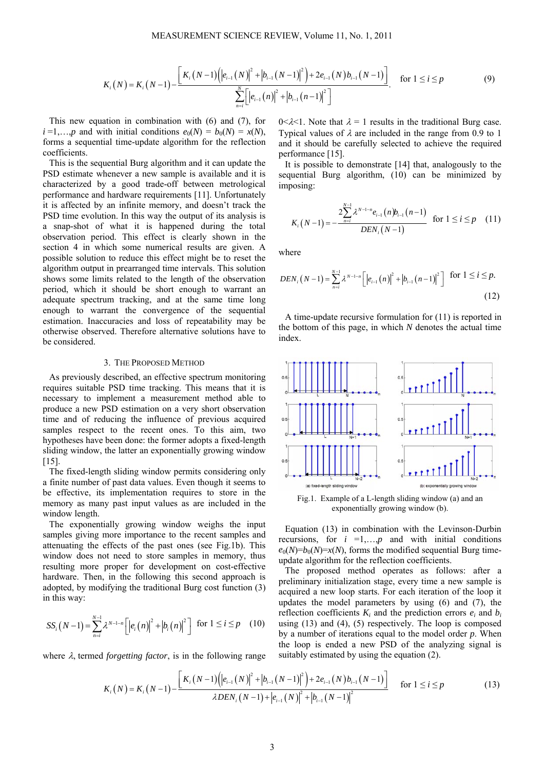$$K_i(N) = K_i(N-1) - \frac{\left[K_i(N-1)\left(\left|e_{i-1}(N)\right|^2 + \left|b_{i-1}(N-1)\right|^2\right) + 2e_{i-1}(N)b_{i-1}(N-1)\right]}{\sum_{n=i}^{N}\left[\left|e_{i-1}(n)\right|^2 + \left|b_{i-1}(n-1)\right|^2\right]}. \quad \text{for } 1 \le i \le p \tag{9}$$

This new equation in combination with (6) and (7), for $i = 1,\ldots,p$ and with initial conditions $e_0(N) = b_0(N) = x(N)$, forms a sequential time-update algorithm for the reflection coefficients.

This is the sequential Burg algorithm and it can update the PSD estimate whenever a new sample is available and it is characterized by a good trade-off between metrological performance and hardware requirements [11]. Unfortunately it is affected by an infinite memory, and doesn't track the PSD time evolution. In this way the output of its analysis is a snap-shot of what it is happened during the total observation period. This effect is clearly shown in the section 4 in which some numerical results are given. A possible solution to reduce this effect might be to reset the algorithm output in prearranged time intervals. This solution shows some limits related to the length of the observation period, which it should be short enough to warrant an adequate spectrum tracking, and at the same time long enough to warrant the convergence of the sequential estimation. Inaccuracies and loss of repeatability may be otherwise observed. Therefore alternative solutions have to be considered.

## 3. The Proposed Method

As previously described, an effective spectrum monitoring requires suitable PSD time tracking. This means that it is necessary to implement a measurement method able to produce a new PSD estimation on a very short observation time and of reducing the influence of previous acquired samples respect to the recent ones. To this aim, two hypotheses have been done: the former adopts a fixed-length sliding window, the latter an exponentially growing window [15].

The fixed-length sliding window permits considering only a finite number of past data values. Even though it seems to be effective, its implementation requires to store in the memory as many past input values as are included in the window length.

The exponentially growing window weighs the input samples giving more importance to the recent samples and attenuating the effects of the past ones (see Fig.1b). This window does not need to store samples in memory, thus resulting more proper for development on cost-effective hardware. Then, in the following this second approach is adopted, by modifying the traditional Burg cost function (3) in this way:

$$SS_i(N-1) = \sum_{n=i}^{N-1} \lambda^{N-1-n}\left[\left|e_i(n)\right|^2 + \left|b_i(n)\right|^2\right] \quad \text{for } 1 \le i \le p \tag{10}$$

where $\lambda$, termed *forgetting factor*, is in the following range $0<\lambda<1$. Note that $\lambda = 1$ results in the traditional Burg case. Typical values of $\lambda$ are included in the range from 0.9 to 1 and it should be carefully selected to achieve the required performance [15].

It is possible to demonstrate [14] that, analogously to the sequential Burg algorithm, (10) can be minimized by imposing:

$$K_i(N-1) = -\frac{2\sum_{n=i}^{N-1} \lambda^{N-1-n} e_{i-1}(n) b_{i-1}(n-1)}{DEN_i(N-1)} \quad \text{for } 1 \le i \le p \tag{11}$$

where

$$DEN_i(N-1) = \sum_{n=i}^{N-1} \lambda^{N-1-n}\left[\left|e_{i-1}(n)\right|^2 + \left|b_{i-1}(n-1)\right|^2\right] \quad \text{for } 1 \le i \le p. \tag{12}$$

A time-update recursive formulation for (11) is reported in the bottom of this page, in which $N$ denotes the actual time index.

Fig.1. Example of a L-length sliding window (a) and an exponentially growing window (b).

Equation (13) in combination with the Levinson-Durbin recursions, for $i = 1,\ldots,p$ and with initial conditions $e_0(N) = b_0(N) = x(N)$, forms the modified sequential Burg time-update algorithm for the reflection coefficients.

The proposed method operates as follows: after a preliminary initialization stage, every time a new sample is acquired a new loop starts. For each iteration of the loop it updates the model parameters by using (6) and (7), the reflection coefficients $K_i$ and the prediction errors $e_i$ and $b_i$ using (13) and (4), (5) respectively. The loop is composed by a number of iterations equal to the model order $p$. When the loop is ended a new PSD of the analyzing signal is suitably estimated by using the equation (2).

$$K_i(N) = K_i(N-1) - \frac{\left[K_i(N-1)\left(\left|e_{i-1}(N)\right|^2 + \left|b_{i-1}(N-1)\right|^2\right) + 2e_{i-1}(N)b_{i-1}(N-1)\right]}{\lambda DEN_i(N-1) + \left|e_{i-1}(N)\right|^2 + \left|b_{i-1}(N-1)\right|^2} \quad \text{for } 1 \le i \le p \tag{13}$$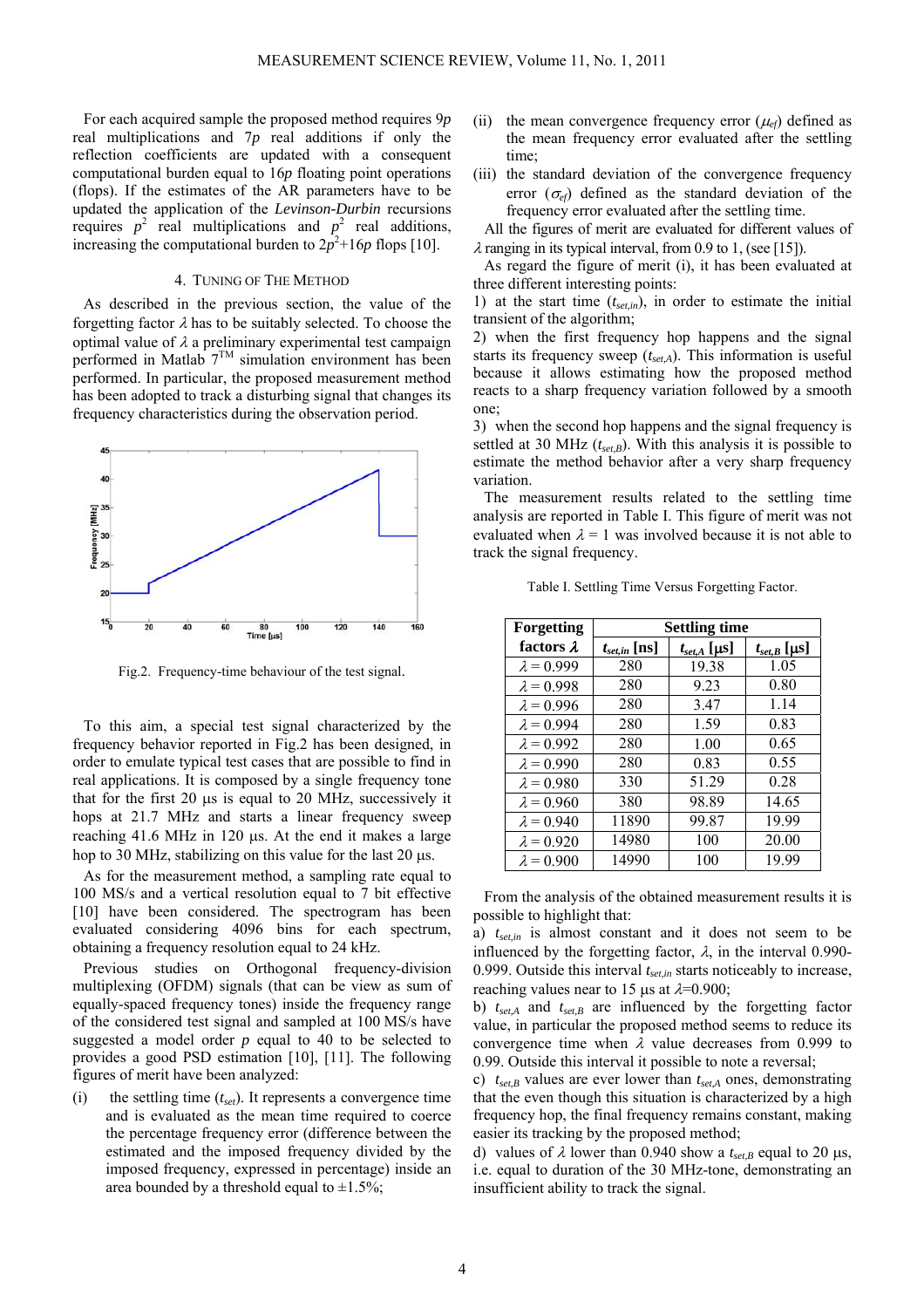For each acquired sample the proposed method requires $9p$ real multiplications and $7p$ real additions if only the reflection coefficients are updated with a consequent computational burden equal to $16p$ floating point operations (flops). If the estimates of the AR parameters have to be updated the application of the *Levinson-Durbin* recursions requires $p^2$ real multiplications and $p^2$ real additions, increasing the computational burden to $2p^2+16p$ flops [10].

## 4. TUNING OF THE METHOD

As described in the previous section, the value of the forgetting factor $\lambda$ has to be suitably selected. To choose the optimal value of $\lambda$ a preliminary experimental test campaign performed in Matlab 7™ simulation environment has been performed. In particular, the proposed measurement method has been adopted to track a disturbing signal that changes its frequency characteristics during the observation period.

Fig.2. Frequency-time behaviour of the test signal.

To this aim, a special test signal characterized by the frequency behavior reported in Fig.2 has been designed, in order to emulate typical test cases that are possible to find in real applications. It is composed by a single frequency tone that for the first 20 µs is equal to 20 MHz, successively it hops at 21.7 MHz and starts a linear frequency sweep reaching 41.6 MHz in 120 µs. At the end it makes a large hop to 30 MHz, stabilizing on this value for the last 20 µs.

As for the measurement method, a sampling rate equal to 100 MS/s and a vertical resolution equal to 7 bit effective [10] have been considered. The spectrogram has been evaluated considering 4096 bins for each spectrum, obtaining a frequency resolution equal to 24 kHz.

Previous studies on Orthogonal frequency-division multiplexing (OFDM) signals (that can be view as sum of equally-spaced frequency tones) inside the frequency range of the considered test signal and sampled at 100 MS/s have suggested a model order $p$ equal to 40 to be selected to provides a good PSD estimation [10], [11]. The following figures of merit have been analyzed:

(i) the settling time ($t_{set}$). It represents a convergence time and is evaluated as the mean time required to coerce the percentage frequency error (difference between the estimated and the imposed frequency divided by the imposed frequency, expressed in percentage) inside an area bounded by a threshold equal to ±1.5%;

(ii) the mean convergence frequency error ($\mu_{ef}$) defined as the mean frequency error evaluated after the settling time;

(iii) the standard deviation of the convergence frequency error ($\sigma_{ef}$) defined as the standard deviation of the frequency error evaluated after the settling time.

All the figures of merit are evaluated for different values of $\lambda$ ranging in its typical interval, from 0.9 to 1, (see [15]).

As regard the figure of merit (i), it has been evaluated at three different interesting points:

1) at the start time ($t_{set,in}$), in order to estimate the initial transient of the algorithm;

2) when the first frequency hop happens and the signal starts its frequency sweep ($t_{set,A}$). This information is useful because it allows estimating how the proposed method reacts to a sharp frequency variation followed by a smooth one;

3) when the second hop happens and the signal frequency is settled at 30 MHz ($t_{set,B}$). With this analysis it is possible to estimate the method behavior after a very sharp frequency variation.

The measurement results related to the settling time analysis are reported in Table I. This figure of merit was not evaluated when $\lambda = 1$ was involved because it is not able to track the signal frequency.

Table I. Settling Time Versus Forgetting Factor.

| Forgetting factors $\lambda$ | Settling time | | |
|---|---|---|---|
| | $t_{set,in}$ [ns] | $t_{set,A}$ [µs] | $t_{set,B}$ [µs] |
| $\lambda = 0.999$ | 280 | 19.38 | 1.05 |
| $\lambda = 0.998$ | 280 | 9.23 | 0.80 |
| $\lambda = 0.996$ | 280 | 3.47 | 1.14 |
| $\lambda = 0.994$ | 280 | 1.59 | 0.83 |
| $\lambda = 0.992$ | 280 | 1.00 | 0.65 |
| $\lambda = 0.990$ | 280 | 0.83 | 0.55 |
| $\lambda = 0.980$ | 330 | 51.29 | 0.28 |
| $\lambda = 0.960$ | 380 | 98.89 | 14.65 |
| $\lambda = 0.940$ | 11890 | 99.87 | 19.99 |
| $\lambda = 0.920$ | 14980 | 100 | 20.00 |
| $\lambda = 0.900$ | 14990 | 100 | 19.99 |

From the analysis of the obtained measurement results it is possible to highlight that:

a) $t_{set,in}$ is almost constant and it does not seem to be influenced by the forgetting factor, $\lambda$, in the interval 0.990-0.999. Outside this interval $t_{set,in}$ starts noticeably to increase, reaching values near to 15 µs at $\lambda$=0.900;

b) $t_{set,A}$ and $t_{set,B}$ are influenced by the forgetting factor value, in particular the proposed method seems to reduce its convergence time when $\lambda$ value decreases from 0.999 to 0.99. Outside this interval it possible to note a reversal;

c) $t_{set,B}$ values are ever lower than $t_{set,A}$ ones, demonstrating that the even though this situation is characterized by a high frequency hop, the final frequency remains constant, making easier its tracking by the proposed method;

d) values of $\lambda$ lower than 0.940 show a $t_{set,B}$ equal to 20 µs, i.e. equal to duration of the 30 MHz-tone, demonstrating an insufficient ability to track the signal.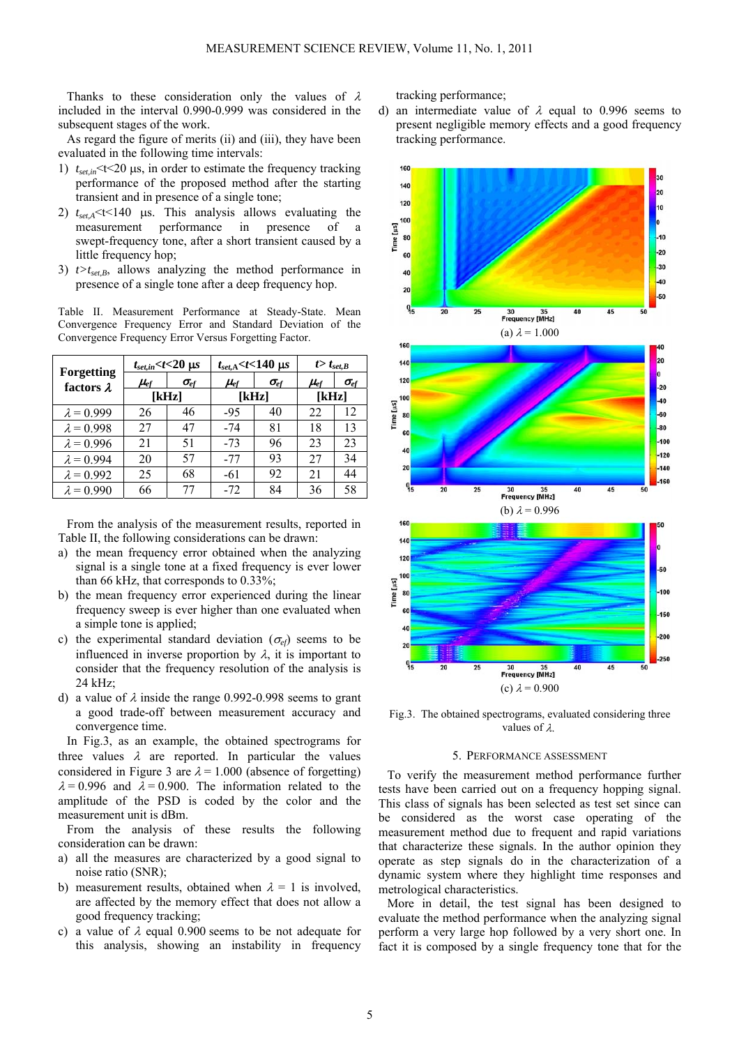Thanks to these consideration only the values of $\lambda$ included in the interval 0.990-0.999 was considered in the subsequent stages of the work.

As regard the figure of merits (ii) and (iii), they have been evaluated in the following time intervals:

1) $t_{set,in}$<t<20 µs, in order to estimate the frequency tracking performance of the proposed method after the starting transient and in presence of a single tone;
2) $t_{set,A}$<t<140 µs. This analysis allows evaluating the measurement performance in presence of a swept-frequency tone, after a short transient caused by a little frequency hop;
3) $t$>$t_{set,B}$, allows analyzing the method performance in presence of a single tone after a deep frequency hop.

Table II. Measurement Performance at Steady-State. Mean Convergence Frequency Error and Standard Deviation of the Convergence Frequency Error Versus Forgetting Factor.

| Forgetting factors $\lambda$ | $t_{set,in}$<t<20 µs | | $t_{set,A}$<t<140 µs | | t> $t_{set,B}$ | |
|---|---|---|---|---|---|---|
| | $\mu_{ef}$ | $\sigma_{ef}$ | $\mu_{ef}$ | $\sigma_{ef}$ | $\mu_{ef}$ | $\sigma_{ef}$ |
| | [kHz] | | [kHz] | | [kHz] | |
| $\lambda$ = 0.999 | 26 | 46 | -95 | 40 | 22 | 12 |
| $\lambda$ = 0.998 | 27 | 47 | -74 | 81 | 18 | 13 |
| $\lambda$ = 0.996 | 21 | 51 | -73 | 96 | 23 | 23 |
| $\lambda$ = 0.994 | 20 | 57 | -77 | 93 | 27 | 34 |
| $\lambda$ = 0.992 | 25 | 68 | -61 | 92 | 21 | 44 |
| $\lambda$ = 0.990 | 66 | 77 | -72 | 84 | 36 | 58 |

From the analysis of the measurement results, reported in Table II, the following considerations can be drawn:

a) the mean frequency error obtained when the analyzing signal is a single tone at a fixed frequency is ever lower than 66 kHz, that corresponds to 0.33%;
b) the mean frequency error experienced during the linear frequency sweep is ever higher than one evaluated when a simple tone is applied;
c) the experimental standard deviation ($\sigma_{ef}$) seems to be influenced in inverse proportion by $\lambda$, it is important to consider that the frequency resolution of the analysis is 24 kHz;
d) a value of $\lambda$ inside the range 0.992-0.998 seems to grant a good trade-off between measurement accuracy and convergence time.

In Fig.3, as an example, the obtained spectrograms for three values $\lambda$ are reported. In particular the values considered in Figure 3 are $\lambda$ = 1.000 (absence of forgetting) $\lambda$ = 0.996 and $\lambda$ = 0.900. The information related to the amplitude of the PSD is coded by the color and the measurement unit is dBm.

From the analysis of these results the following consideration can be drawn:

a) all the measures are characterized by a good signal to noise ratio (SNR);
b) measurement results, obtained when $\lambda$ = 1 is involved, are affected by the memory effect that does not allow a good frequency tracking;
c) a value of $\lambda$ equal 0.900 seems to be not adequate for this analysis, showing an instability in frequency tracking performance;
d) an intermediate value of $\lambda$ equal to 0.996 seems to present negligible memory effects and a good frequency tracking performance.

(a) $\lambda$ = 1.000

(b) $\lambda$ = 0.996

(c) $\lambda$ = 0.900

Fig.3. The obtained spectrograms, evaluated considering three values of $\lambda$.

## 5. PERFORMANCE ASSESSMENT

To verify the measurement method performance further tests have been carried out on a frequency hopping signal. This class of signals has been selected as test set since can be considered as the worst case operating of the measurement method due to frequent and rapid variations that characterize these signals. In the author opinion they operate as step signals do in the characterization of a dynamic system where they highlight time responses and metrological characteristics.

More in detail, the test signal has been designed to evaluate the method performance when the analyzing signal perform a very large hop followed by a very short one. In fact it is composed by a single frequency tone that for the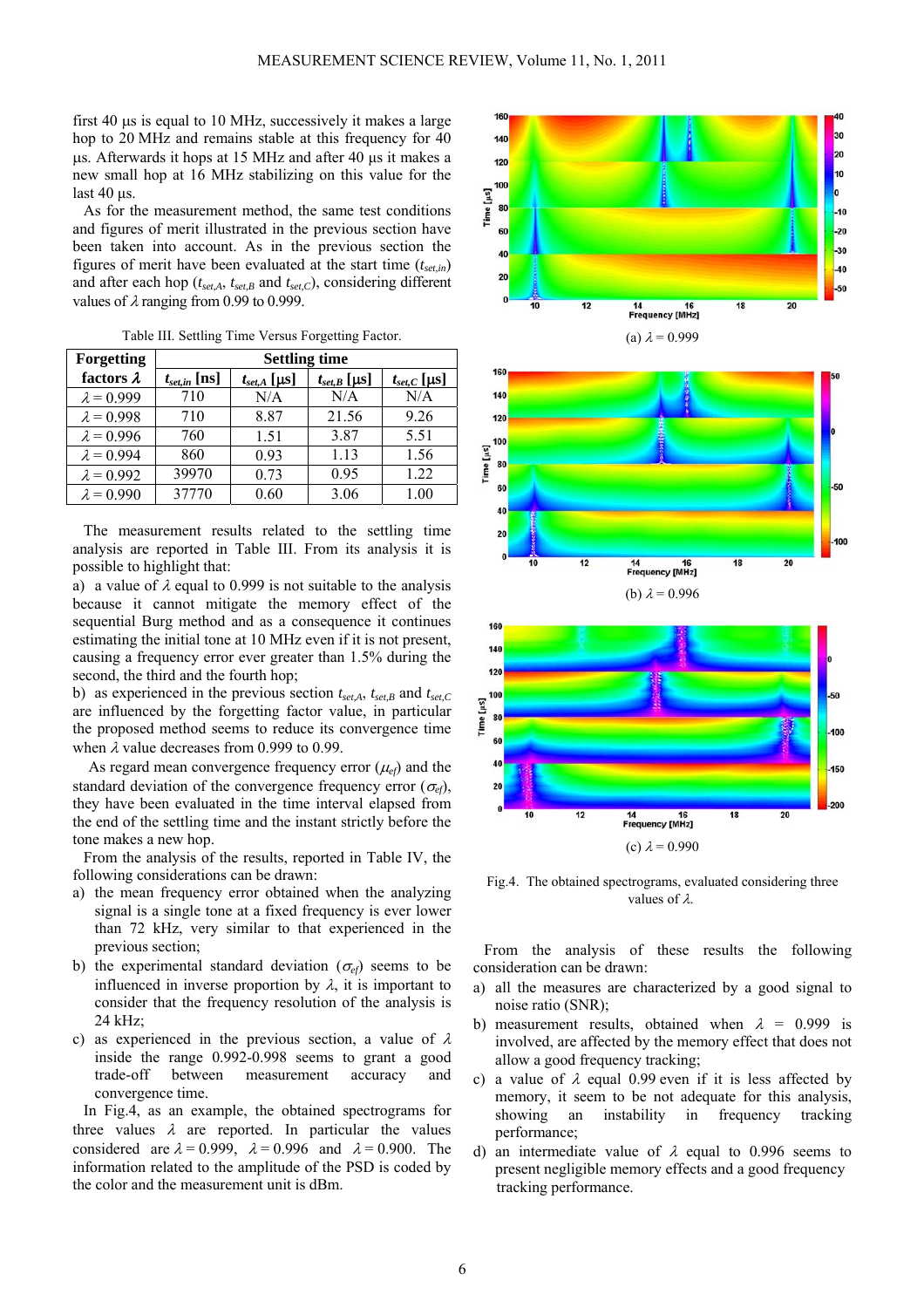first 40 µs is equal to 10 MHz, successively it makes a large hop to 20 MHz and remains stable at this frequency for 40 µs. Afterwards it hops at 15 MHz and after 40 µs it makes a new small hop at 16 MHz stabilizing on this value for the last 40 µs.

As for the measurement method, the same test conditions and figures of merit illustrated in the previous section have been taken into account. As in the previous section the figures of merit have been evaluated at the start time ($t_{set,in}$) and after each hop ($t_{set,A}$, $t_{set,B}$ and $t_{set,C}$), considering different values of $\lambda$ ranging from 0.99 to 0.999.

Table III. Settling Time Versus Forgetting Factor.

| Forgetting factors $\lambda$ | Settling time | | | |
|---|---|---|---|---|
| | $t_{set,in}$ [ns] | $t_{set,A}$ [µs] | $t_{set,B}$ [µs] | $t_{set,C}$ [µs] |
| $\lambda = 0.999$ | 710 | N/A | N/A | N/A |
| $\lambda = 0.998$ | 710 | 8.87 | 21.56 | 9.26 |
| $\lambda = 0.996$ | 760 | 1.51 | 3.87 | 5.51 |
| $\lambda = 0.994$ | 860 | 0.93 | 1.13 | 1.56 |
| $\lambda = 0.992$ | 39970 | 0.73 | 0.95 | 1.22 |
| $\lambda = 0.990$ | 37770 | 0.60 | 3.06 | 1.00 |

The measurement results related to the settling time analysis are reported in Table III. From its analysis it is possible to highlight that:

a) a value of $\lambda$ equal to 0.999 is not suitable to the analysis because it cannot mitigate the memory effect of the sequential Burg method and as a consequence it continues estimating the initial tone at 10 MHz even if it is not present, causing a frequency error ever greater than 1.5% during the second, the third and the fourth hop;

b) as experienced in the previous section $t_{set,A}$, $t_{set,B}$ and $t_{set,C}$ are influenced by the forgetting factor value, in particular the proposed method seems to reduce its convergence time when $\lambda$ value decreases from 0.999 to 0.99.

As regard mean convergence frequency error ($\mu_{ef}$) and the standard deviation of the convergence frequency error ($\sigma_{ef}$), they have been evaluated in the time interval elapsed from the end of the settling time and the instant strictly before the tone makes a new hop.

From the analysis of the results, reported in Table IV, the following considerations can be drawn:

a) the mean frequency error obtained when the analyzing signal is a single tone at a fixed frequency is ever lower than 72 kHz, very similar to that experienced in the previous section;

b) the experimental standard deviation ($\sigma_{ef}$) seems to be influenced in inverse proportion by $\lambda$, it is important to consider that the frequency resolution of the analysis is 24 kHz;

c) as experienced in the previous section, a value of $\lambda$ inside the range 0.992-0.998 seems to grant a good trade-off between measurement accuracy and convergence time.

In Fig.4, as an example, the obtained spectrograms for three values $\lambda$ are reported. In particular the values considered are $\lambda = 0.999$, $\lambda = 0.996$ and $\lambda = 0.900$. The information related to the amplitude of the PSD is coded by the color and the measurement unit is dBm.

(a) $\lambda = 0.999$

(b) $\lambda = 0.996$

(c) $\lambda = 0.990$

Fig.4. The obtained spectrograms, evaluated considering three values of $\lambda$.

From the analysis of these results the following consideration can be drawn:

a) all the measures are characterized by a good signal to noise ratio (SNR);

b) measurement results, obtained when $\lambda = 0.999$ is involved, are affected by the memory effect that does not allow a good frequency tracking;

c) a value of $\lambda$ equal 0.99 even if it is less affected by memory, it seem to be not adequate for this analysis, showing an instability in frequency tracking performance;

d) an intermediate value of $\lambda$ equal to 0.996 seems to present negligible memory effects and a good frequency tracking performance.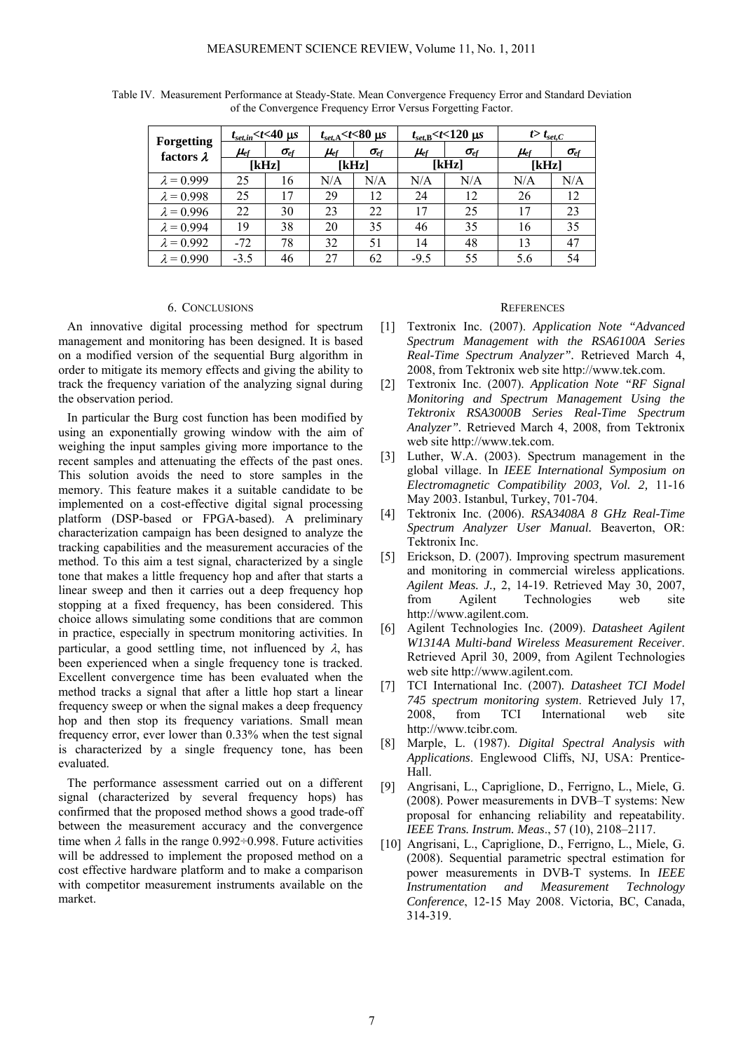Table IV. Measurement Performance at Steady-State. Mean Convergence Frequency Error and Standard Deviation of the Convergence Frequency Error Versus Forgetting Factor.

| Forgetting factors $\lambda$ | $t_{set,in}<t<40$ $\mu s$ | | $t_{set,A}<t<80$ $\mu s$ | | $t_{set,B}<t<120$ $\mu s$ | | $t>t_{set,C}$ | |
|---|---|---|---|---|---|---|---|---|
| | $\mu_{ef}$ | $\sigma_{ef}$ | $\mu_{ef}$ | $\sigma_{ef}$ | $\mu_{ef}$ | $\sigma_{ef}$ | $\mu_{ef}$ | $\sigma_{ef}$ |
| | [kHz] | | [kHz] | | [kHz] | | [kHz] | |
| $\lambda = 0.999$ | 25 | 16 | N/A | N/A | N/A | N/A | N/A | N/A |
| $\lambda = 0.998$ | 25 | 17 | 29 | 12 | 24 | 12 | 26 | 12 |
| $\lambda = 0.996$ | 22 | 30 | 23 | 22 | 17 | 25 | 17 | 23 |
| $\lambda = 0.994$ | 19 | 38 | 20 | 35 | 46 | 35 | 16 | 35 |
| $\lambda = 0.992$ | -72 | 78 | 32 | 51 | 14 | 48 | 13 | 47 |
| $\lambda = 0.990$ | -3.5 | 46 | 27 | 62 | -9.5 | 55 | 5.6 | 54 |

## 6. CONCLUSIONS

An innovative digital processing method for spectrum management and monitoring has been designed. It is based on a modified version of the sequential Burg algorithm in order to mitigate its memory effects and giving the ability to track the frequency variation of the analyzing signal during the observation period.

In particular the Burg cost function has been modified by using an exponentially growing window with the aim of weighing the input samples giving more importance to the recent samples and attenuating the effects of the past ones. This solution avoids the need to store samples in the memory. This feature makes it a suitable candidate to be implemented on a cost-effective digital signal processing platform (DSP-based or FPGA-based). A preliminary characterization campaign has been designed to analyze the tracking capabilities and the measurement accuracies of the method. To this aim a test signal, characterized by a single tone that makes a little frequency hop and after that starts a linear sweep and then it carries out a deep frequency hop stopping at a fixed frequency, has been considered. This choice allows simulating some conditions that are common in practice, especially in spectrum monitoring activities. In particular, a good settling time, not influenced by $\lambda$, has been experienced when a single frequency tone is tracked. Excellent convergence time has been evaluated when the method tracks a signal that after a little hop start a linear frequency sweep or when the signal makes a deep frequency hop and then stop its frequency variations. Small mean frequency error, ever lower than 0.33% when the test signal is characterized by a single frequency tone, has been evaluated.

The performance assessment carried out on a different signal (characterized by several frequency hops) has confirmed that the proposed method shows a good trade-off between the measurement accuracy and the convergence time when $\lambda$ falls in the range 0.992÷0.998. Future activities will be addressed to implement the proposed method on a cost effective hardware platform and to make a comparison with competitor measurement instruments available on the market.

## REFERENCES

[1] Textronix Inc. (2007). *Application Note "Advanced Spectrum Management with the RSA6100A Series Real-Time Spectrum Analyzer"*. Retrieved March 4, 2008, from Tektronix web site http://www.tek.com.

[2] Textronix Inc. (2007). *Application Note "RF Signal Monitoring and Spectrum Management Using the Tektronix RSA3000B Series Real-Time Spectrum Analyzer"*. Retrieved March 4, 2008, from Tektronix web site http://www.tek.com.

[3] Luther, W.A. (2003). Spectrum management in the global village. In *IEEE International Symposium on Electromagnetic Compatibility 2003, Vol. 2,* 11-16 May 2003. Istanbul, Turkey, 701-704.

[4] Tektronix Inc. (2006). *RSA3408A 8 GHz Real-Time Spectrum Analyzer User Manual.* Beaverton, OR: Tektronix Inc.

[5] Erickson, D. (2007). Improving spectrum masurement and monitoring in commercial wireless applications. *Agilent Meas. J.,* 2, 14-19. Retrieved May 30, 2007, from Agilent Technologies web site http://www.agilent.com.

[6] Agilent Technologies Inc. (2009). *Datasheet Agilent W1314A Multi-band Wireless Measurement Receiver*. Retrieved April 30, 2009, from Agilent Technologies web site http://www.agilent.com.

[7] TCI International Inc. (2007). *Datasheet TCI Model 745 spectrum monitoring system*. Retrieved July 17, 2008, from TCI International web site http://www.tcibr.com.

[8] Marple, L. (1987). *Digital Spectral Analysis with Applications*. Englewood Cliffs, NJ, USA: Prentice-Hall.

[9] Angrisani, L., Capriglione, D., Ferrigno, L., Miele, G. (2008). Power measurements in DVB–T systems: New proposal for enhancing reliability and repeatability. *IEEE Trans. Instrum. Meas*., 57 (10), 2108–2117.

[10] Angrisani, L., Capriglione, D., Ferrigno, L., Miele, G. (2008). Sequential parametric spectral estimation for power measurements in DVB-T systems. In *IEEE Instrumentation and Measurement Technology Conference*, 12-15 May 2008. Victoria, BC, Canada, 314-319.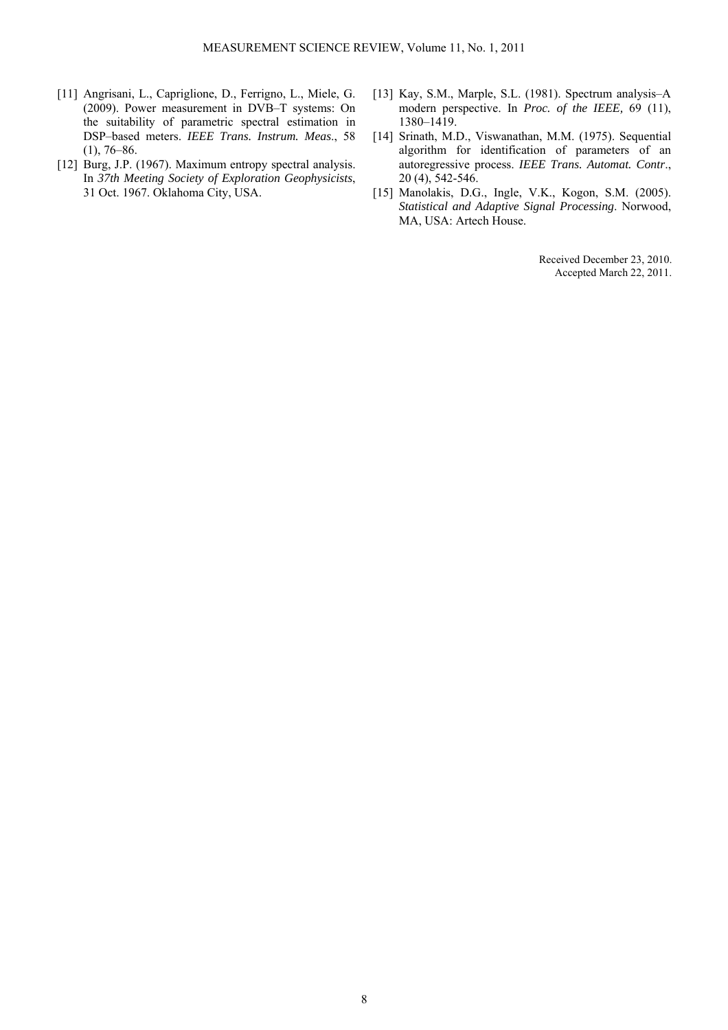[11] Angrisani, L., Capriglione, D., Ferrigno, L., Miele, G. (2009). Power measurement in DVB–T systems: On the suitability of parametric spectral estimation in DSP–based meters. *IEEE Trans. Instrum. Meas*., 58 (1), 76–86.

[12] Burg, J.P. (1967). Maximum entropy spectral analysis. In *37th Meeting Society of Exploration Geophysicists*, 31 Oct. 1967. Oklahoma City, USA.

[13] Kay, S.M., Marple, S.L. (1981). Spectrum analysis–A modern perspective. In *Proc. of the IEEE,* 69 (11), 1380–1419.

[14] Srinath, M.D., Viswanathan, M.M. (1975). Sequential algorithm for identification of parameters of an autoregressive process. *IEEE Trans. Automat. Contr*., 20 (4), 542-546.

[15] Manolakis, D.G., Ingle, V.K., Kogon, S.M. (2005). *Statistical and Adaptive Signal Processing*. Norwood, MA, USA: Artech House.

Received December 23, 2010.
Accepted March 22, 2011.